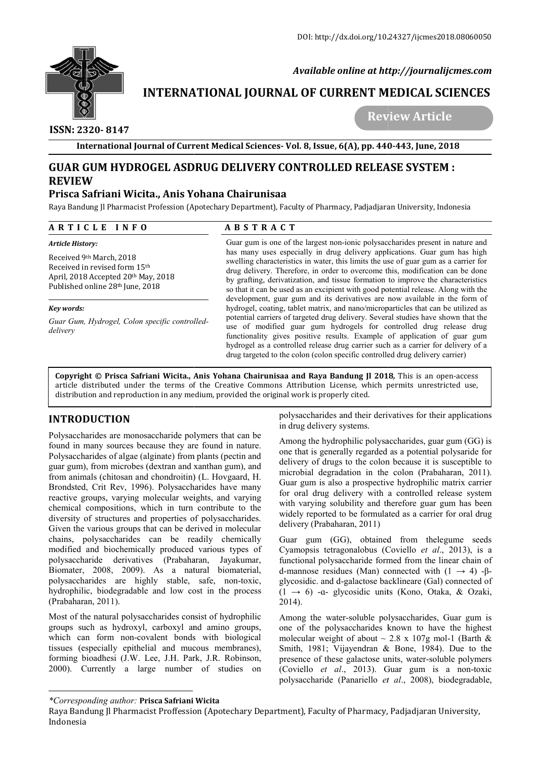DOI: http://dx.doi.org/10.24327/ijcmes2018.08060050

*Available online at http://journalijcmes.com*

**INTERNATIONAL JOURNAL OF CURRENT MEDICAL SCIENCES**

**Review Article**

**ISSN: 2320- 8147**

# GUAR GUM HYDROGEL ASDRUG DELIVERY CONTROLLED RELEASE SYSTEM : REVIEW

**Prisca Safriani Wicita., Anis Yohana Chairunisaa**

Raya Bandung Jl Pharmacist Profession (Apotechary Department), Faculty of Pharmacy, Padjadjaran University, Indonesia

## ARTICLE INFO

*Article History:*

Received 9th March, 2018
Received in revised form 15th April, 2018 Accepted 20th May, 2018
Published online 28th June, 2018

*Key words:*

*Guar Gum, Hydrogel, Colon specific controlled-delivery*

## ABSTRACT

Guar gum is one of the largest non-ionic polysaccharides present in nature and has many uses especially in drug delivery applications. Guar gum has high swelling characteristics in water, this limits the use of guar gum as a carrier for drug delivery. Therefore, in order to overcome this, modification can be done by grafting, derivatization, and tissue formation to improve the characteristics so that it can be used as an excipient with good potential release. Along with the development, guar gum and its derivatives are now available in the form of hydrogel, coating, tablet matrix, and nano/microparticles that can be utilized as potential carriers of targeted drug delivery. Several studies have shown that the use of modified guar gum hydrogels for controlled drug release drug functionality gives positive results. Example of application of guar gum hydrogel as a controlled release drug carrier such as a carrier for delivery of a drug targeted to the colon (colon specific controlled drug delivery carrier)

**Copyright © Prisca Safriani Wicita., Anis Yohana Chairunisaa and Raya Bandung Jl 2018,** This is an open-access article distributed under the terms of the Creative Commons Attribution License, which permits unrestricted use, distribution and reproduction in any medium, provided the original work is properly cited.

## INTRODUCTION

Polysaccharides are monosaccharide polymers that can be found in many sources because they are found in nature. Polysaccharides of algae (alginate) from plants (pectin and guar gum), from microbes (dextran and xanthan gum), and from animals (chitosan and chondroitin) (L. Hovgaard, H. Brondsted, Crit Rev, 1996). Polysaccharides have many reactive groups, varying molecular weights, and varying chemical compositions, which in turn contribute to the diversity of structures and properties of polysaccharides. Given the various groups that can be derived in molecular chains, polysaccharides can be readily chemically modified and biochemically produced various types of polysaccharide derivatives (Prabaharan, Jayakumar, Biomater, 2008, 2009). As a natural biomaterial, polysaccharides are highly stable, safe, non-toxic, hydrophilic, biodegradable and low cost in the process (Prabaharan, 2011).

Most of the natural polysaccharides consist of hydrophilic groups such as hydroxyl, carboxyl and amino groups, which can form non-covalent bonds with biological tissues (especially epithelial and mucous membranes), forming bioadhesi (J.W. Lee, J.H. Park, J.R. Robinson, 2000). Currently a large number of studies on polysaccharides and their derivatives for their applications in drug delivery systems.

Among the hydrophilic polysaccharides, guar gum (GG) is one that is generally regarded as a potential polysaride for delivery of drugs to the colon because it is susceptible to microbial degradation in the colon (Prabaharan, 2011). Guar gum is also a prospective hydrophilic matrix carrier for oral drug delivery with a controlled release system with varying solubility and therefore guar gum has been widely reported to be formulated as a carrier for oral drug delivery (Prabaharan, 2011)

Guar gum (GG), obtained from thelegume seeds Cyamopsis tetragonalobus (Coviello *et al*., 2013), is a functional polysaccharide formed from the linear chain of d-mannose residues (Man) connected with ($1 \rightarrow 4$) -β-glycosidic. and d-galactose backlineare (Gal) connected of ($1 \rightarrow 6$) -α- glycosidic units (Kono, Otaka, & Ozaki, 2014).

Among the water-soluble polysaccharides, Guar gum is one of the polysaccharides known to have the highest molecular weight of about ~ 2.8 x 107g mol-1 (Barth & Smith, 1981; Vijayendran & Bone, 1984). Due to the presence of these galactose units, water-soluble polymers (Coviello *et al*., 2013). Guar gum is a non-toxic polysaccharide (Panariello *et al*., 2008), biodegradable,

---

*\*Corresponding author:* **Prisca Safriani Wicita**

Raya Bandung Jl Pharmacist Proffession (Apotechary Department), Faculty of Pharmacy, Padjadjaran University, Indonesia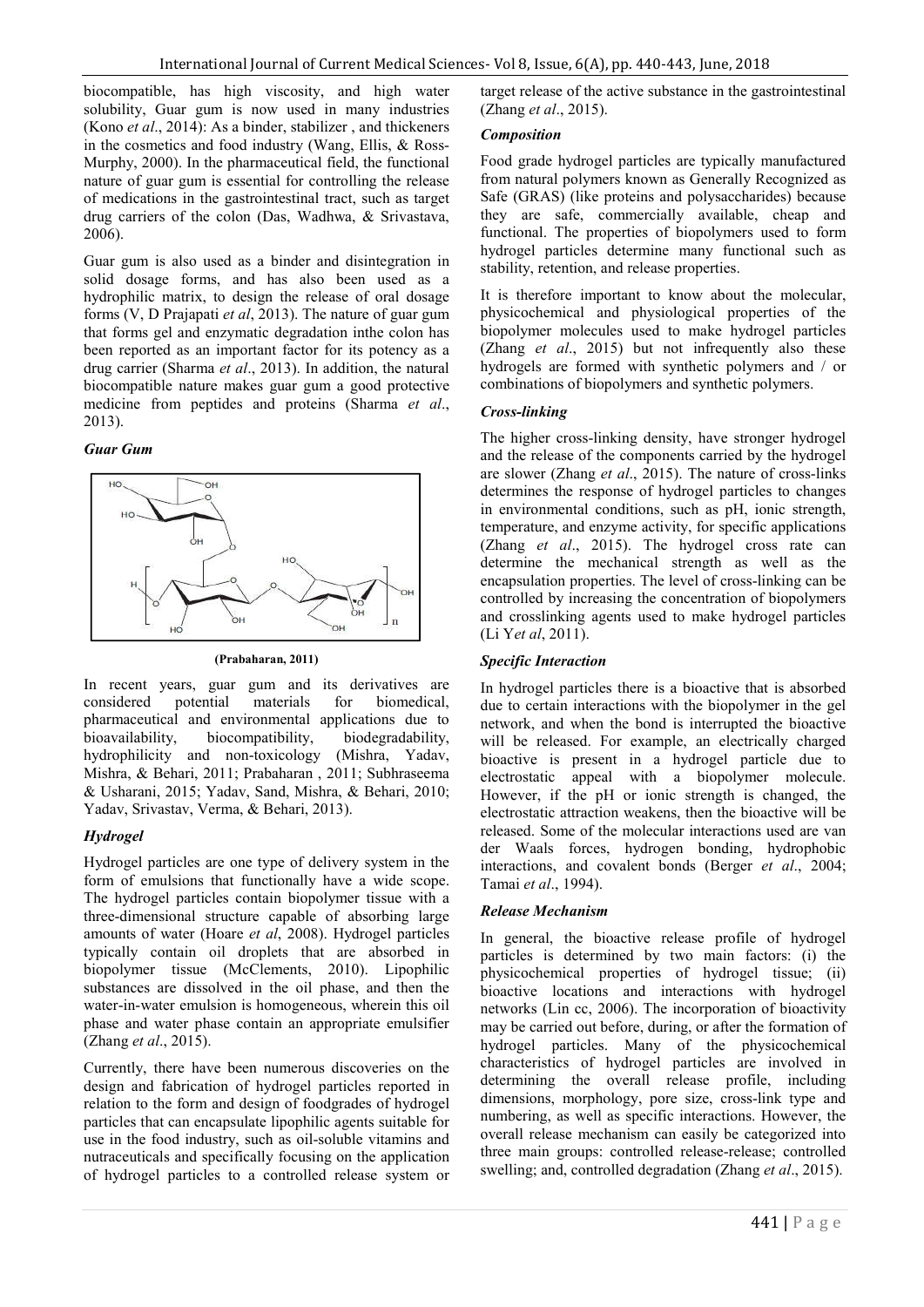biocompatible, has high viscosity, and high water solubility, Guar gum is now used in many industries (Kono *et al*., 2014): As a binder, stabilizer , and thickeners in the cosmetics and food industry (Wang, Ellis, & Ross-Murphy, 2000). In the pharmaceutical field, the functional nature of guar gum is essential for controlling the release of medications in the gastrointestinal tract, such as target drug carriers of the colon (Das, Wadhwa, & Srivastava, 2006).

Guar gum is also used as a binder and disintegration in solid dosage forms, and has also been used as a hydrophilic matrix, to design the release of oral dosage forms (V, D Prajapati *et al*, 2013). The nature of guar gum that forms gel and enzymatic degradation inthe colon has been reported as an important factor for its potency as a drug carrier (Sharma *et al*., 2013). In addition, the natural biocompatible nature makes guar gum a good protective medicine from peptides and proteins (Sharma *et al*., 2013).

### *Guar Gum*

**(Prabaharan, 2011)**

In recent years, guar gum and its derivatives are considered potential materials for biomedical, pharmaceutical and environmental applications due to bioavailability, biocompatibility, biodegradability, hydrophilicity and non-toxicology (Mishra, Yadav, Mishra, & Behari, 2011; Prabaharan , 2011; Subhraseema & Usharani, 2015; Yadav, Sand, Mishra, & Behari, 2010; Yadav, Srivastav, Verma, & Behari, 2013).

### *Hydrogel*

Hydrogel particles are one type of delivery system in the form of emulsions that functionally have a wide scope. The hydrogel particles contain biopolymer tissue with a three-dimensional structure capable of absorbing large amounts of water (Hoare *et al*, 2008). Hydrogel particles typically contain oil droplets that are absorbed in biopolymer tissue (McClements, 2010). Lipophilic substances are dissolved in the oil phase, and then the water-in-water emulsion is homogeneous, wherein this oil phase and water phase contain an appropriate emulsifier (Zhang *et al*., 2015).

Currently, there have been numerous discoveries on the design and fabrication of hydrogel particles reported in relation to the form and design of foodgrades of hydrogel particles that can encapsulate lipophilic agents suitable for use in the food industry, such as oil-soluble vitamins and nutraceuticals and specifically focusing on the application of hydrogel particles to a controlled release system or target release of the active substance in the gastrointestinal (Zhang *et al*., 2015).

### *Composition*

Food grade hydrogel particles are typically manufactured from natural polymers known as Generally Recognized as Safe (GRAS) (like proteins and polysaccharides) because they are safe, commercially available, cheap and functional. The properties of biopolymers used to form hydrogel particles determine many functional such as stability, retention, and release properties.

It is therefore important to know about the molecular, physicochemical and physiological properties of the biopolymer molecules used to make hydrogel particles (Zhang *et al*., 2015) but not infrequently also these hydrogels are formed with synthetic polymers and / or combinations of biopolymers and synthetic polymers.

### *Cross-linking*

The higher cross-linking density, have stronger hydrogel and the release of the components carried by the hydrogel are slower (Zhang *et al*., 2015). The nature of cross-links determines the response of hydrogel particles to changes in environmental conditions, such as pH, ionic strength, temperature, and enzyme activity, for specific applications (Zhang *et al*., 2015). The hydrogel cross rate can determine the mechanical strength as well as the encapsulation properties. The level of cross-linking can be controlled by increasing the concentration of biopolymers and crosslinking agents used to make hydrogel particles (Li Y*et al*, 2011).

### *Specific Interaction*

In hydrogel particles there is a bioactive that is absorbed due to certain interactions with the biopolymer in the gel network, and when the bond is interrupted the bioactive will be released. For example, an electrically charged bioactive is present in a hydrogel particle due to electrostatic appeal with a biopolymer molecule. However, if the pH or ionic strength is changed, the electrostatic attraction weakens, then the bioactive will be released. Some of the molecular interactions used are van der Waals forces, hydrogen bonding, hydrophobic interactions, and covalent bonds (Berger *et al*., 2004; Tamai *et al*., 1994).

### *Release Mechanism*

In general, the bioactive release profile of hydrogel particles is determined by two main factors: (i) the physicochemical properties of hydrogel tissue; (ii) bioactive locations and interactions with hydrogel networks (Lin cc, 2006). The incorporation of bioactivity may be carried out before, during, or after the formation of hydrogel particles. Many of the physicochemical characteristics of hydrogel particles are involved in determining the overall release profile, including dimensions, morphology, pore size, cross-link type and numbering, as well as specific interactions. However, the overall release mechanism can easily be categorized into three main groups: controlled release-release; controlled swelling; and, controlled degradation (Zhang *et al*., 2015).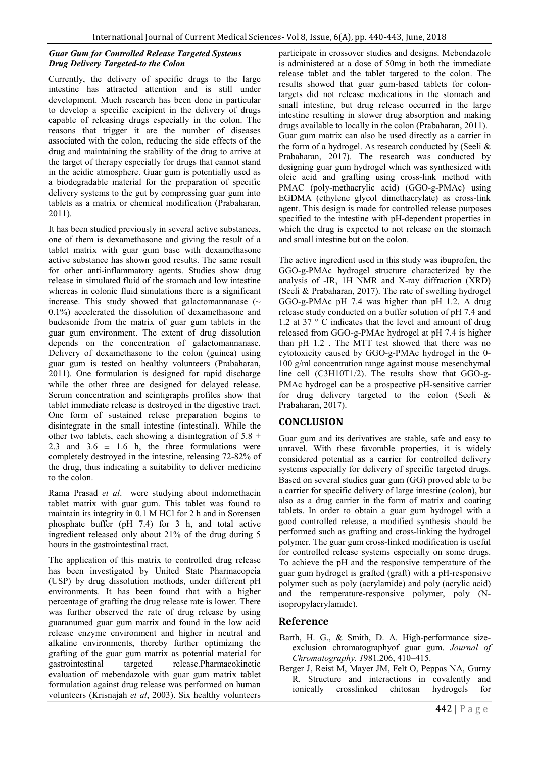### *Guar Gum for Controlled Release Targeted Systems Drug Delivery Targeted-to the Colon*

Currently, the delivery of specific drugs to the large intestine has attracted attention and is still under development. Much research has been done in particular to develop a specific excipient in the delivery of drugs capable of releasing drugs especially in the colon. The reasons that trigger it are the number of diseases associated with the colon, reducing the side effects of the drug and maintaining the stability of the drug to arrive at the target of therapy especially for drugs that cannot stand in the acidic atmosphere. Guar gum is potentially used as a biodegradable material for the preparation of specific delivery systems to the gut by compressing guar gum into tablets as a matrix or chemical modification (Prabaharan, 2011).

It has been studied previously in several active substances, one of them is dexamethasone and giving the result of a tablet matrix with guar gum base with dexamethasone active substance has shown good results. The same result for other anti-inflammatory agents. Studies show drug release in simulated fluid of the stomach and low intestine whereas in colonic fluid simulations there is a significant increase. This study showed that galactomannanase (~ 0.1%) accelerated the dissolution of dexamethasone and budesonide from the matrix of guar gum tablets in the guar gum environment. The extent of drug dissolution depends on the concentration of galactomannanase. Delivery of dexamethasone to the colon (guinea) using guar gum is tested on healthy volunteers (Prabaharan, 2011). One formulation is designed for rapid discharge while the other three are designed for delayed release. Serum concentration and scintigraphs profiles show that tablet immediate release is destroyed in the digestive tract. One form of sustained relese preparation begins to disintegrate in the small intestine (intestinal). While the other two tablets, each showing a disintegration of 5.8 ± 2.3 and 3.6 ± 1.6 h, the three formulations were completely destroyed in the intestine, releasing 72-82% of the drug, thus indicating a suitability to deliver medicine to the colon.

Rama Prasad *et al*. were studying about indomethacin tablet matrix with guar gum. This tablet was found to maintain its integrity in 0.1 M HCl for 2 h and in Sorensen phosphate buffer (pH 7.4) for 3 h, and total active ingredient released only about 21% of the drug during 5 hours in the gastrointestinal tract.

The application of this matrix to controlled drug release has been investigated by United State Pharmacopeia (USP) by drug dissolution methods, under different pH environments. It has been found that with a higher percentage of grafting the drug release rate is lower. There was further observed the rate of drug release by using guaranumed guar gum matrix and found in the low acid release enzyme environment and higher in neutral and alkaline environments, thereby further optimizing the grafting of the guar gum matrix as potential material for gastrointestinal targeted release.Pharmacokinetic evaluation of mebendazole with guar gum matrix tablet formulation against drug release was performed on human volunteers (Krisnajah *et al*, 2003). Six healthy volunteers participate in crossover studies and designs. Mebendazole is administered at a dose of 50mg in both the immediate release tablet and the tablet targeted to the colon. The results showed that guar gum-based tablets for colon-targets did not release medications in the stomach and small intestine, but drug release occurred in the large intestine resulting in slower drug absorption and making drugs available to locally in the colon (Prabaharan, 2011). Guar gum matrix can also be used directly as a carrier in the form of a hydrogel. As research conducted by (Seeli & Prabaharan, 2017). The research was conducted by designing guar gum hydrogel which was synthesized with oleic acid and grafting using cross-link method with PMAC (poly-methacrylic acid) (GGO-g-PMAc) using EGDMA (ethylene glycol dimethacrylate) as cross-link agent. This design is made for controlled release purposes specified to the intestine with pH-dependent properties in which the drug is expected to not release on the stomach and small intestine but on the colon.

The active ingredient used in this study was ibuprofen, the GGO-g-PMAc hydrogel structure characterized by the analysis of -IR, 1H NMR and X-ray diffraction (XRD) (Seeli & Prabaharan, 2017). The rate of swelling hydrogel GGO-g-PMAc pH 7.4 was higher than pH 1.2. A drug release study conducted on a buffer solution of pH 7.4 and 1.2 at 37 ° C indicates that the level and amount of drug released from GGO-g-PMAc hydrogel at pH 7.4 is higher than pH 1.2 . The MTT test showed that there was no cytotoxicity caused by GGO-g-PMAc hydrogel in the 0-100 g/ml concentration range against mouse mesenchymal line cell (C3H10T1/2). The results show that GGO-g-PMAc hydrogel can be a prospective pH-sensitive carrier for drug delivery targeted to the colon (Seeli & Prabaharan, 2017).

## CONCLUSION

Guar gum and its derivatives are stable, safe and easy to unravel. With these favorable properties, it is widely considered potential as a carrier for controlled delivery systems especially for delivery of specific targeted drugs. Based on several studies guar gum (GG) proved able to be a carrier for specific delivery of large intestine (colon), but also as a drug carrier in the form of matrix and coating tablets. In order to obtain a guar gum hydrogel with a good controlled release, a modified synthesis should be performed such as grafting and cross-linking the hydrogel polymer. The guar gum cross-linked modification is useful for controlled release systems especially on some drugs. To achieve the pH and the responsive temperature of the guar gum hydrogel is grafted (graft) with a pH-responsive polymer such as poly (acrylamide) and poly (acrylic acid) and the temperature-responsive polymer, poly (N-isopropylacrylamide).

## Reference

- Barth, H. G., & Smith, D. A. High-performance size-exclusion chromatographyof guar gum. *Journal of Chromatography. 1*981.206, 410–415.
- Berger J, Reist M, Mayer JM, Felt O, Peppas NA, Gurny R. Structure and interactions in covalently and ionically crosslinked chitosan hydrogels for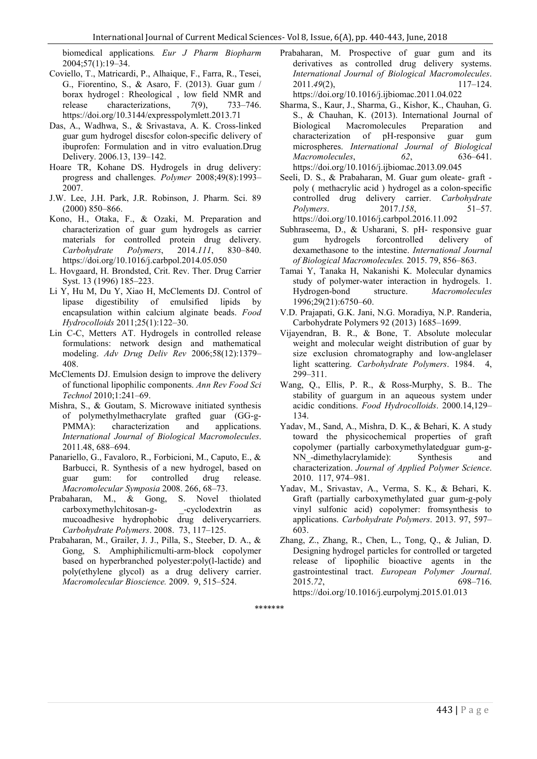biomedical applications*. Eur J Pharm Biopharm* 2004;57(1):19–34.

Coviello, T., Matricardi, P., Alhaique, F., Farra, R., Tesei, G., Fiorentino, S., & Asaro, F. (2013). Guar gum / borax hydrogel : Rheological , low field NMR and release characterizations, *7*(9), 733–746. https://doi.org/10.3144/expresspolymlett.2013.71

Das, A., Wadhwa, S., & Srivastava, A. K. Cross-linked guar gum hydrogel discsfor colon-specific delivery of ibuprofen: Formulation and in vitro evaluation.Drug Delivery. 2006.13, 139–142.

Hoare TR, Kohane DS. Hydrogels in drug delivery: progress and challenges. *Polymer* 2008;49(8):1993–2007.

J.W. Lee, J.H. Park, J.R. Robinson, J. Pharm. Sci. 89 (2000) 850–866.

Kono, H., Otaka, F., & Ozaki, M. Preparation and characterization of guar gum hydrogels as carrier materials for controlled protein drug delivery. *Carbohydrate Polymers*, 2014.*111*, 830–840. https://doi.org/10.1016/j.carbpol.2014.05.050

L. Hovgaard, H. Brondsted, Crit. Rev. Ther. Drug Carrier Syst. 13 (1996) 185–223.

Li Y, Hu M, Du Y, Xiao H, McClements DJ. Control of lipase digestibility of emulsified lipids by encapsulation within calcium alginate beads. *Food Hydrocolloids* 2011;25(1):122–30.

Lin C-C, Metters AT. Hydrogels in controlled release formulations: network design and mathematical modeling. *Adv Drug Deliv Rev* 2006;58(12):1379–408.

McClements DJ. Emulsion design to improve the delivery of functional lipophilic components. *Ann Rev Food Sci Technol* 2010;1:241–69.

Mishra, S., & Goutam, S. Microwave initiated synthesis of polymethylmethacrylate grafted guar (GG-g-PMMA): characterization and applications. *International Journal of Biological Macromolecules*. 2011.48, 688–694.

Panariello, G., Favaloro, R., Forbicioni, M., Caputo, E., & Barbucci, R. Synthesis of a new hydrogel, based on guar gum: for controlled drug release. *Macromolecular Symposia* 2008. 266, 68–73.

Prabaharan, M., & Gong, S. Novel thiolated carboxymethylchitosan-g- _-cyclodextrin as mucoadhesive hydrophobic drug deliverycarriers. *Carbohydrate Polymers*. 2008. 73, 117–125.

Prabaharan, M., Grailer, J. J., Pilla, S., Steeber, D. A., & Gong, S. Amphiphilicmulti-arm-block copolymer based on hyperbranched polyester:poly(l-lactide) and poly(ethylene glycol) as a drug delivery carrier. *Macromolecular Bioscience.* 2009. 9, 515–524.

Prabaharan, M. Prospective of guar gum and its derivatives as controlled drug delivery systems. *International Journal of Biological Macromolecules*. 2011.*49*(2), 117–124. https://doi.org/10.1016/j.ijbiomac.2011.04.022

Sharma, S., Kaur, J., Sharma, G., Kishor, K., Chauhan, G. S., & Chauhan, K. (2013). International Journal of Biological Macromolecules Preparation and characterization of pH-responsive guar gum microspheres. *International Journal of Biological Macromolecules*, *62*, 636–641. https://doi.org/10.1016/j.ijbiomac.2013.09.045

Seeli, D. S., & Prabaharan, M. Guar gum oleate- graft - poly ( methacrylic acid ) hydrogel as a colon-specific controlled drug delivery carrier. *Carbohydrate Polymers*. 2017.*158*, 51–57. https://doi.org/10.1016/j.carbpol.2016.11.092

Subhraseema, D., & Usharani, S. pH- responsive guar gum hydrogels forcontrolled delivery of dexamethasone to the intestine. *International Journal of Biological Macromolecules.* 2015. 79, 856–863.

Tamai Y, Tanaka H, Nakanishi K. Molecular dynamics study of polymer-water interaction in hydrogels. 1. Hydrogen-bond structure. *Macromolecules* 1996;29(21):6750–60.

V.D. Prajapati, G.K. Jani, N.G. Moradiya, N.P. Randeria, Carbohydrate Polymers 92 (2013) 1685–1699.

Vijayendran, B. R., & Bone, T. Absolute molecular weight and molecular weight distribution of guar by size exclusion chromatography and low-anglelaser light scattering. *Carbohydrate Polymers*. 1984. 4, 299–311.

Wang, Q., Ellis, P. R., & Ross-Murphy, S. B.. The stability of guargum in an aqueous system under acidic conditions. *Food Hydrocolloids*. 2000.14,129–134.

Yadav, M., Sand, A., Mishra, D. K., & Behari, K. A study toward the physicochemical properties of graft copolymer (partially carboxymethylatedguar gum-g-NN_-dimethylacrylamide): Synthesis and characterization. *Journal of Applied Polymer Science*. 2010. 117, 974–981.

Yadav, M., Srivastav, A., Verma, S. K., & Behari, K. Graft (partially carboxymethylated guar gum-g-poly vinyl sulfonic acid) copolymer: fromsynthesis to applications. *Carbohydrate Polymers*. 2013. 97, 597–603.

Zhang, Z., Zhang, R., Chen, L., Tong, Q., & Julian, D. Designing hydrogel particles for controlled or targeted release of lipophilic bioactive agents in the gastrointestinal tract. *European Polymer Journal*. 2015.*72*, 698–716. https://doi.org/10.1016/j.eurpolymj.2015.01.013

*******